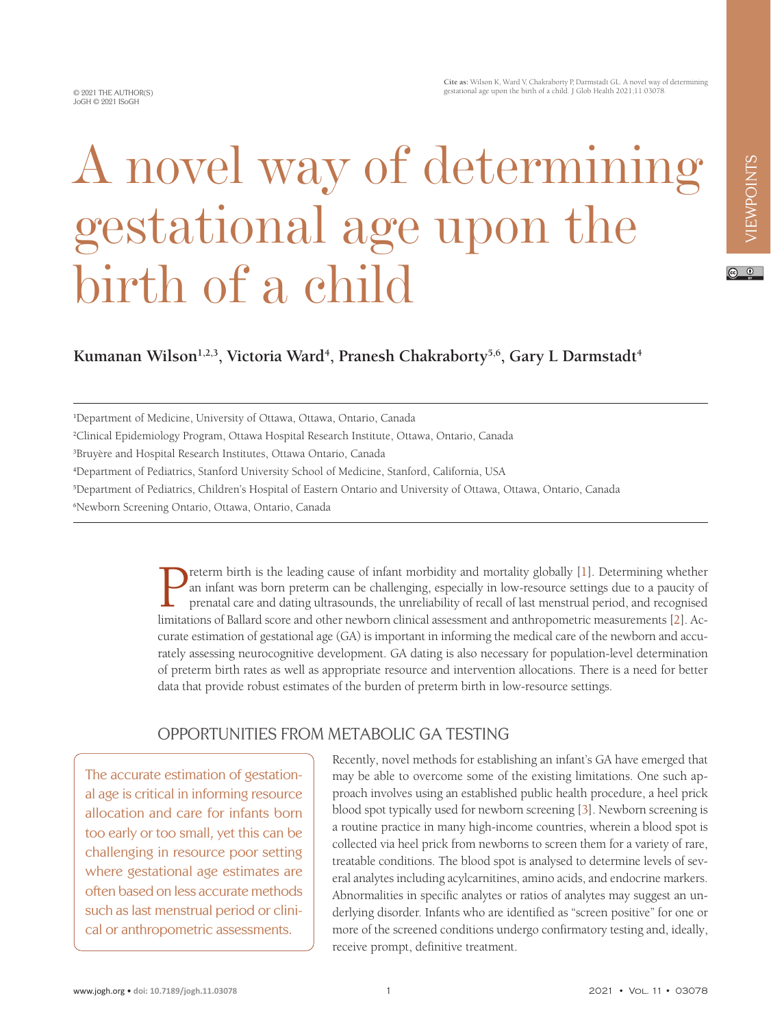© 2021 THE AUTHOR(S)
JoGH © 2021 ISoGH

**Cite as:** Wilson K, Ward V, Chakraborty P, Darmstadt GL. A novel way of determining gestational age upon the birth of a child. J Glob Health 2021;11:03078.

VIEWPOINTS

# A novel way of determining gestational age upon the birth of a child

**Kumanan Wilson[1,2,3], Victoria Ward[4], Pranesh Chakraborty[5,6], Gary L Darmstadt[4]**

[1]Department of Medicine, University of Ottawa, Ottawa, Ontario, Canada
[2]Clinical Epidemiology Program, Ottawa Hospital Research Institute, Ottawa, Ontario, Canada
[3]Bruyère and Hospital Research Institutes, Ottawa Ontario, Canada
[4]Department of Pediatrics, Stanford University School of Medicine, Stanford, California, USA
[5]Department of Pediatrics, Children's Hospital of Eastern Ontario and University of Ottawa, Ottawa, Ontario, Canada
[6]Newborn Screening Ontario, Ottawa, Ontario, Canada

Preterm birth is the leading cause of infant morbidity and mortality globally [1]. Determining whether an infant was born preterm can be challenging, especially in low-resource settings due to a paucity of prenatal care and dating ultrasounds, the unreliability of recall of last menstrual period, and recognised limitations of Ballard score and other newborn clinical assessment and anthropometric measurements [2]. Accurate estimation of gestational age (GA) is important in informing the medical care of the newborn and accurately assessing neurocognitive development. GA dating is also necessary for population-level determination of preterm birth rates as well as appropriate resource and intervention allocations. There is a need for better data that provide robust estimates of the burden of preterm birth in low-resource settings.

## OPPORTUNITIES FROM METABOLIC GA TESTING

> The accurate estimation of gestational age is critical in informing resource allocation and care for infants born too early or too small, yet this can be challenging in resource poor setting where gestational age estimates are often based on less accurate methods such as last menstrual period or clinical or anthropometric assessments.

Recently, novel methods for establishing an infant's GA have emerged that may be able to overcome some of the existing limitations. One such approach involves using an established public health procedure, a heel prick blood spot typically used for newborn screening [3]. Newborn screening is a routine practice in many high-income countries, wherein a blood spot is collected via heel prick from newborns to screen them for a variety of rare, treatable conditions. The blood spot is analysed to determine levels of several analytes including acylcarnitines, amino acids, and endocrine markers. Abnormalities in specific analytes or ratios of analytes may suggest an underlying disorder. Infants who are identified as "screen positive" for one or more of the screened conditions undergo confirmatory testing and, ideally, receive prompt, definitive treatment.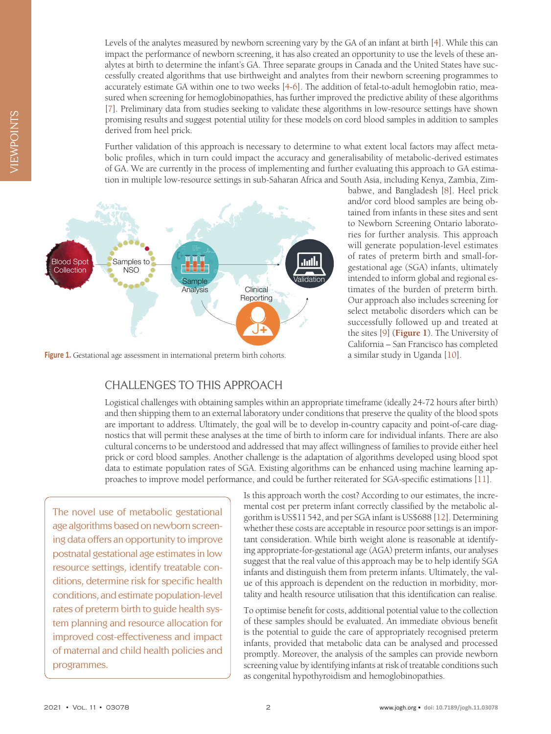Levels of the analytes measured by newborn screening vary by the GA of an infant at birth [4]. While this can impact the performance of newborn screening, it has also created an opportunity to use the levels of these analytes at birth to determine the infant's GA. Three separate groups in Canada and the United States have successfully created algorithms that use birthweight and analytes from their newborn screening programmes to accurately estimate GA within one to two weeks [4-6]. The addition of fetal-to-adult hemoglobin ratio, measured when screening for hemoglobinopathies, has further improved the predictive ability of these algorithms [7]. Preliminary data from studies seeking to validate these algorithms in low-resource settings have shown promising results and suggest potential utility for these models on cord blood samples in addition to samples derived from heel prick.

Further validation of this approach is necessary to determine to what extent local factors may affect metabolic profiles, which in turn could impact the accuracy and generalisability of metabolic-derived estimates of GA. We are currently in the process of implementing and further evaluating this approach to GA estimation in multiple low-resource settings in sub-Saharan Africa and South Asia, including Kenya, Zambia, Zimbabwe, and Bangladesh [8]. Heel prick and/or cord blood samples are being obtained from infants in these sites and sent to Newborn Screening Ontario laboratories for further analysis. This approach will generate population-level estimates of rates of preterm birth and small-for-gestational age (SGA) infants, ultimately intended to inform global and regional estimates of the burden of preterm birth. Our approach also includes screening for select metabolic disorders which can be successfully followed up and treated at the sites [9] (**Figure 1**). The University of California – San Francisco has completed a similar study in Uganda [10].

**Figure 1.** Gestational age assessment in international preterm birth cohorts.

## CHALLENGES TO THIS APPROACH

Logistical challenges with obtaining samples within an appropriate timeframe (ideally 24-72 hours after birth) and then shipping them to an external laboratory under conditions that preserve the quality of the blood spots are important to address. Ultimately, the goal will be to develop in-country capacity and point-of-care diagnostics that will permit these analyses at the time of birth to inform care for individual infants. There are also cultural concerns to be understood and addressed that may affect willingness of families to provide either heel prick or cord blood samples. Another challenge is the adaptation of algorithms developed using blood spot data to estimate population rates of SGA. Existing algorithms can be enhanced using machine learning approaches to improve model performance, and could be further reiterated for SGA-specific estimations [11].

> The novel use of metabolic gestational age algorithms based on newborn screening data offers an opportunity to improve postnatal gestational age estimates in low resource settings, identify treatable conditions, determine risk for specific health conditions, and estimate population-level rates of preterm birth to guide health system planning and resource allocation for improved cost-effectiveness and impact of maternal and child health policies and programmes.

Is this approach worth the cost? According to our estimates, the incremental cost per preterm infant correctly classified by the metabolic algorithm is US$11 542, and per SGA infant is US$688 [12]. Determining whether these costs are acceptable in resource poor settings is an important consideration. While birth weight alone is reasonable at identifying appropriate-for-gestational age (AGA) preterm infants, our analyses suggest that the real value of this approach may be to help identify SGA infants and distinguish them from preterm infants. Ultimately, the value of this approach is dependent on the reduction in morbidity, mortality and health resource utilisation that this identification can realise.

To optimise benefit for costs, additional potential value to the collection of these samples should be evaluated. An immediate obvious benefit is the potential to guide the care of appropriately recognised preterm infants, provided that metabolic data can be analysed and processed promptly. Moreover, the analysis of the samples can provide newborn screening value by identifying infants at risk of treatable conditions such as congenital hypothyroidism and hemoglobinopathies.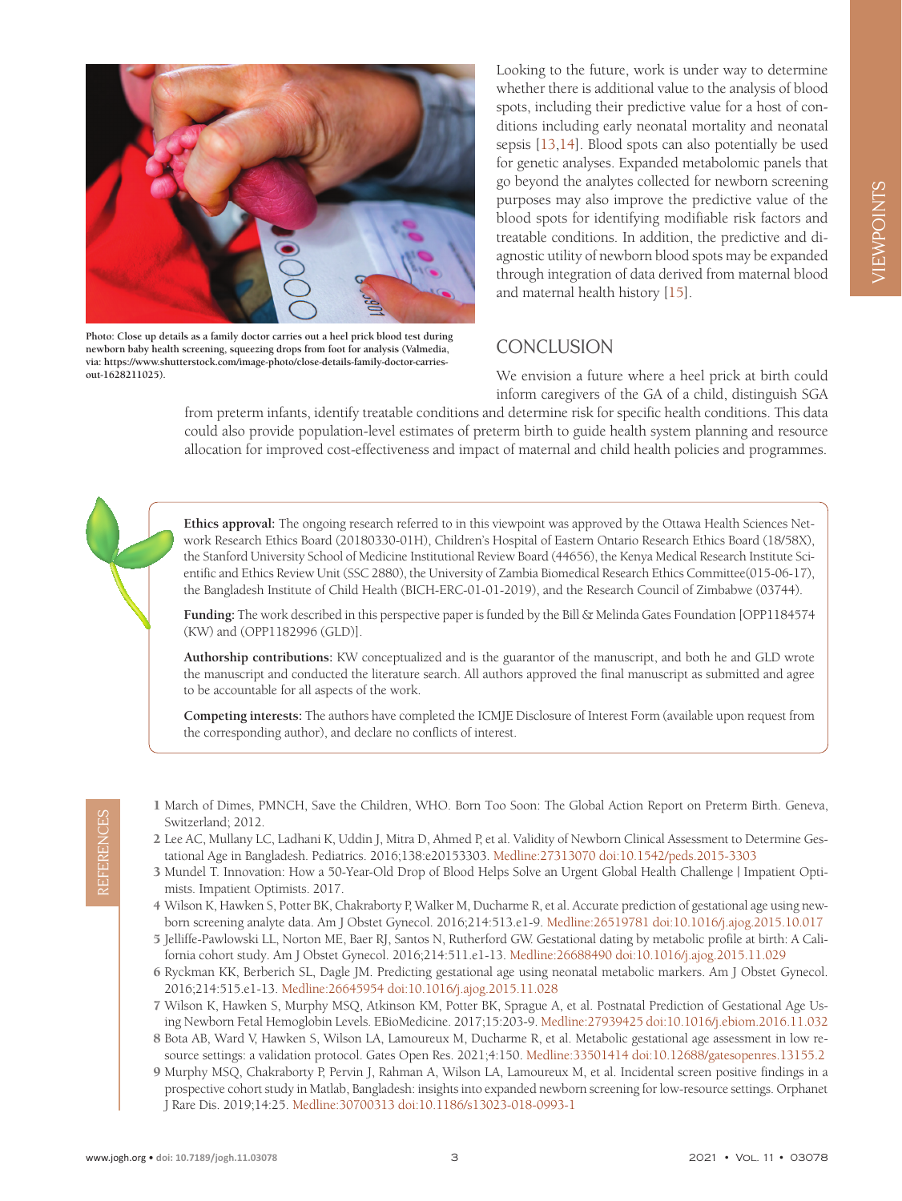Photo: Close up details as a family doctor carries out a heel prick blood test during newborn baby health screening, squeezing drops from foot for analysis (Valmedia, via: https://www.shutterstock.com/image-photo/close-details-family-doctor-carries-out-1628211025).

Looking to the future, work is under way to determine whether there is additional value to the analysis of blood spots, including their predictive value for a host of conditions including early neonatal mortality and neonatal sepsis [13,14]. Blood spots can also potentially be used for genetic analyses. Expanded metabolomic panels that go beyond the analytes collected for newborn screening purposes may also improve the predictive value of the blood spots for identifying modifiable risk factors and treatable conditions. In addition, the predictive and diagnostic utility of newborn blood spots may be expanded through integration of data derived from maternal blood and maternal health history [15].

## CONCLUSION

We envision a future where a heel prick at birth could inform caregivers of the GA of a child, distinguish SGA from preterm infants, identify treatable conditions and determine risk for specific health conditions. This data could also provide population-level estimates of preterm birth to guide health system planning and resource allocation for improved cost-effectiveness and impact of maternal and child health policies and programmes.

**Ethics approval:** The ongoing research referred to in this viewpoint was approved by the Ottawa Health Sciences Network Research Ethics Board (20180330-01H), Children's Hospital of Eastern Ontario Research Ethics Board (18/58X), the Stanford University School of Medicine Institutional Review Board (44656), the Kenya Medical Research Institute Scientific and Ethics Review Unit (SSC 2880), the University of Zambia Biomedical Research Ethics Committee(015-06-17), the Bangladesh Institute of Child Health (BICH-ERC-01-01-2019), and the Research Council of Zimbabwe (03744).

**Funding:** The work described in this perspective paper is funded by the Bill & Melinda Gates Foundation [OPP1184574 (KW) and (OPP1182996 (GLD)].

**Authorship contributions:** KW conceptualized and is the guarantor of the manuscript, and both he and GLD wrote the manuscript and conducted the literature search. All authors approved the final manuscript as submitted and agree to be accountable for all aspects of the work.

**Competing interests:** The authors have completed the ICMJE Disclosure of Interest Form (available upon request from the corresponding author), and declare no conflicts of interest.

## REFERENCES

1 March of Dimes, PMNCH, Save the Children, WHO. Born Too Soon: The Global Action Report on Preterm Birth. Geneva, Switzerland; 2012.

2 Lee AC, Mullany LC, Ladhani K, Uddin J, Mitra D, Ahmed P, et al. Validity of Newborn Clinical Assessment to Determine Gestational Age in Bangladesh. Pediatrics. 2016;138:e20153303. Medline:27313070 doi:10.1542/peds.2015-3303

3 Mundel T. Innovation: How a 50-Year-Old Drop of Blood Helps Solve an Urgent Global Health Challenge | Impatient Optimists. Impatient Optimists. 2017.

4 Wilson K, Hawken S, Potter BK, Chakraborty P, Walker M, Ducharme R, et al. Accurate prediction of gestational age using newborn screening analyte data. Am J Obstet Gynecol. 2016;214:513.e1-9. Medline:26519781 doi:10.1016/j.ajog.2015.10.017

5 Jelliffe-Pawlowski LL, Norton ME, Baer RJ, Santos N, Rutherford GW. Gestational dating by metabolic profile at birth: A California cohort study. Am J Obstet Gynecol. 2016;214:511.e1-13. Medline:26688490 doi:10.1016/j.ajog.2015.11.029

6 Ryckman KK, Berberich SL, Dagle JM. Predicting gestational age using neonatal metabolic markers. Am J Obstet Gynecol. 2016;214:515.e1-13. Medline:26645954 doi:10.1016/j.ajog.2015.11.028

7 Wilson K, Hawken S, Murphy MSQ, Atkinson KM, Potter BK, Sprague A, et al. Postnatal Prediction of Gestational Age Using Newborn Fetal Hemoglobin Levels. EBioMedicine. 2017;15:203-9. Medline:27939425 doi:10.1016/j.ebiom.2016.11.032

8 Bota AB, Ward V, Hawken S, Wilson LA, Lamoureux M, Ducharme R, et al. Metabolic gestational age assessment in low resource settings: a validation protocol. Gates Open Res. 2021;4:150. Medline:33501414 doi:10.12688/gatesopenres.13155.2

9 Murphy MSQ, Chakraborty P, Pervin J, Rahman A, Wilson LA, Lamoureux M, et al. Incidental screen positive findings in a prospective cohort study in Matlab, Bangladesh: insights into expanded newborn screening for low-resource settings. Orphanet J Rare Dis. 2019;14:25. Medline:30700313 doi:10.1186/s13023-018-0993-1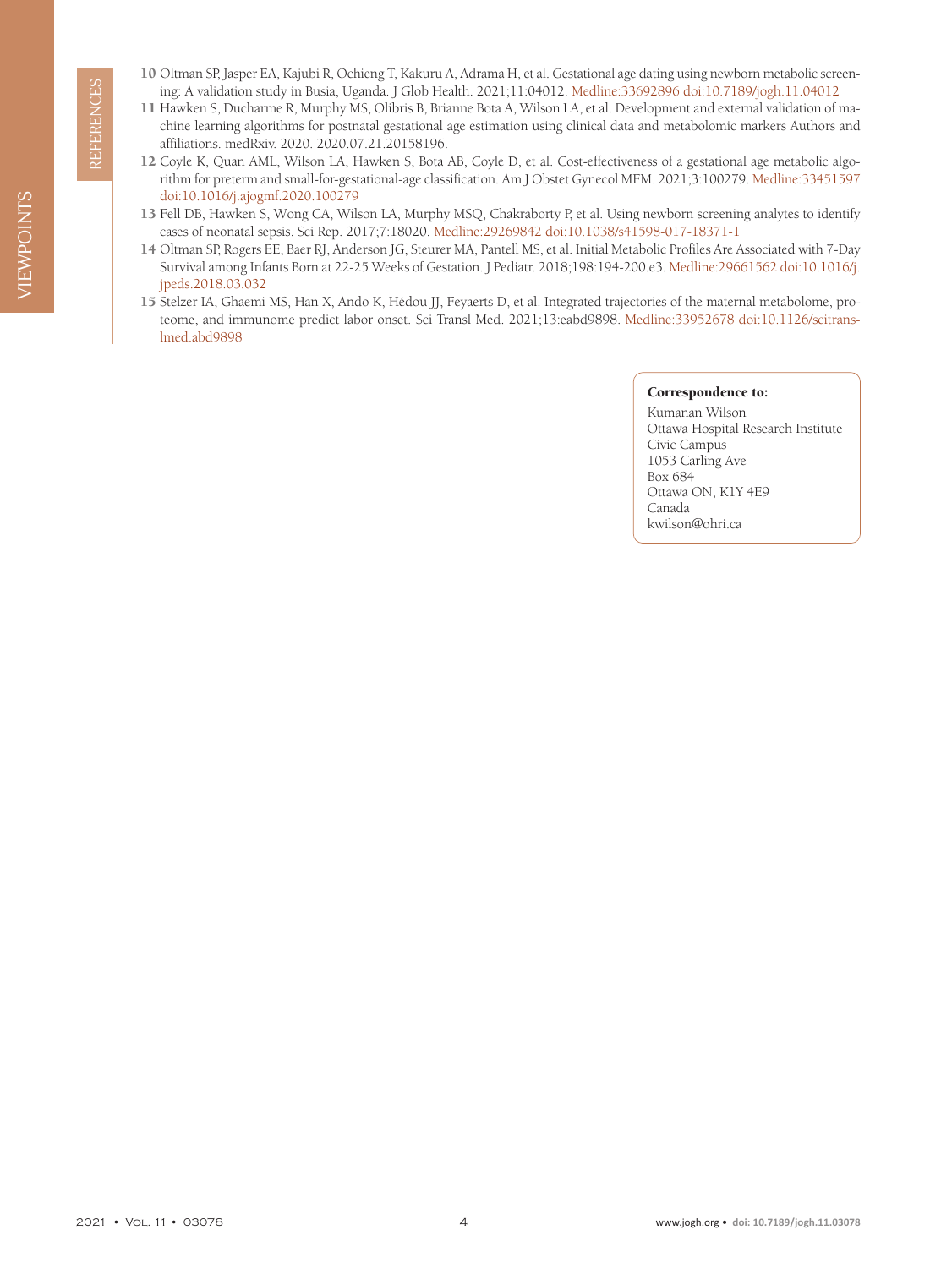10 Oltman SP, Jasper EA, Kajubi R, Ochieng T, Kakuru A, Adrama H, et al. Gestational age dating using newborn metabolic screening: A validation study in Busia, Uganda. J Glob Health. 2021;11:04012. Medline:33692896 doi:10.7189/jogh.11.04012

11 Hawken S, Ducharme R, Murphy MS, Olibris B, Brianne Bota A, Wilson LA, et al. Development and external validation of machine learning algorithms for postnatal gestational age estimation using clinical data and metabolomic markers Authors and affiliations. medRxiv. 2020. 2020.07.21.20158196.

12 Coyle K, Quan AML, Wilson LA, Hawken S, Bota AB, Coyle D, et al. Cost-effectiveness of a gestational age metabolic algorithm for preterm and small-for-gestational-age classification. Am J Obstet Gynecol MFM. 2021;3:100279. Medline:33451597 doi:10.1016/j.ajogmf.2020.100279

13 Fell DB, Hawken S, Wong CA, Wilson LA, Murphy MSQ, Chakraborty P, et al. Using newborn screening analytes to identify cases of neonatal sepsis. Sci Rep. 2017;7:18020. Medline:29269842 doi:10.1038/s41598-017-18371-1

14 Oltman SP, Rogers EE, Baer RJ, Anderson JG, Steurer MA, Pantell MS, et al. Initial Metabolic Profiles Are Associated with 7-Day Survival among Infants Born at 22-25 Weeks of Gestation. J Pediatr. 2018;198:194-200.e3. Medline:29661562 doi:10.1016/j.jpeds.2018.03.032

15 Stelzer IA, Ghaemi MS, Han X, Ando K, Hédou JJ, Feyaerts D, et al. Integrated trajectories of the maternal metabolome, proteome, and immunome predict labor onset. Sci Transl Med. 2021;13:eabd9898. Medline:33952678 doi:10.1126/scitranslmed.abd9898

**Correspondence to:**

Kumanan Wilson
Ottawa Hospital Research Institute
Civic Campus
1053 Carling Ave
Box 684
Ottawa ON, K1Y 4E9
Canada
kwilson@ohri.ca